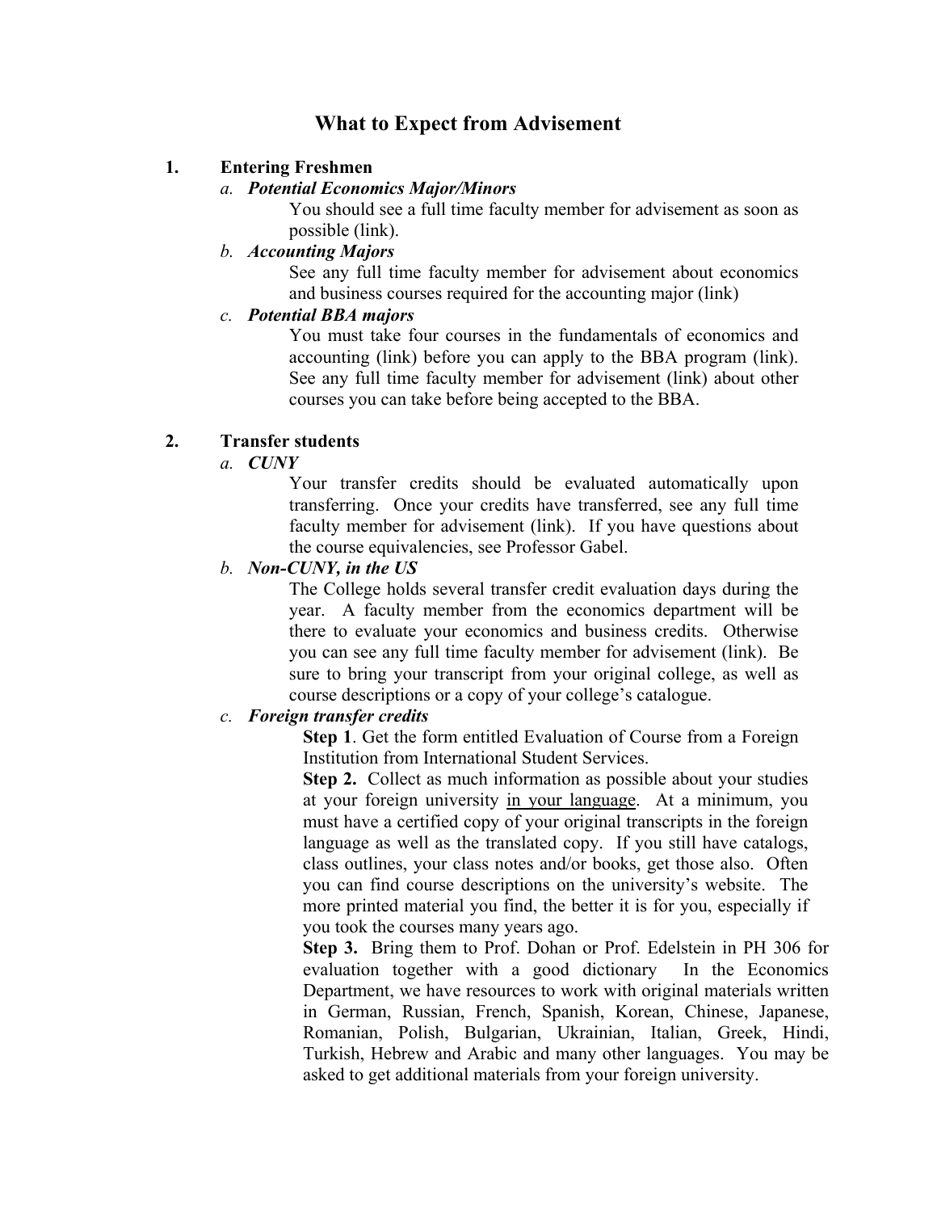# What to Expect from Advisement

1. **Entering Freshmen**

   a. ***Potential Economics Major/Minors***

      You should see a full time faculty member for advisement as soon as possible (link).

   b. ***Accounting Majors***

      See any full time faculty member for advisement about economics and business courses required for the accounting major (link)

   c. ***Potential BBA majors***

      You must take four courses in the fundamentals of economics and accounting (link) before you can apply to the BBA program (link). See any full time faculty member for advisement (link) about other courses you can take before being accepted to the BBA.

2. **Transfer students**

   a. ***CUNY***

      Your transfer credits should be evaluated automatically upon transferring. Once your credits have transferred, see any full time faculty member for advisement (link). If you have questions about the course equivalencies, see Professor Gabel.

   b. ***Non-CUNY, in the US***

      The College holds several transfer credit evaluation days during the year. A faculty member from the economics department will be there to evaluate your economics and business credits. Otherwise you can see any full time faculty member for advisement (link). Be sure to bring your transcript from your original college, as well as course descriptions or a copy of your college's catalogue.

   c. ***Foreign transfer credits***

      **Step 1**. Get the form entitled Evaluation of Course from a Foreign Institution from International Student Services.

      **Step 2.** Collect as much information as possible about your studies at your foreign university <u>in your language</u>. At a minimum, you must have a certified copy of your original transcripts in the foreign language as well as the translated copy. If you still have catalogs, class outlines, your class notes and/or books, get those also. Often you can find course descriptions on the university's website. The more printed material you find, the better it is for you, especially if you took the courses many years ago.

      **Step 3.** Bring them to Prof. Dohan or Prof. Edelstein in PH 306 for evaluation together with a good dictionary In the Economics Department, we have resources to work with original materials written in German, Russian, French, Spanish, Korean, Chinese, Japanese, Romanian, Polish, Bulgarian, Ukrainian, Italian, Greek, Hindi, Turkish, Hebrew and Arabic and many other languages. You may be asked to get additional materials from your foreign university.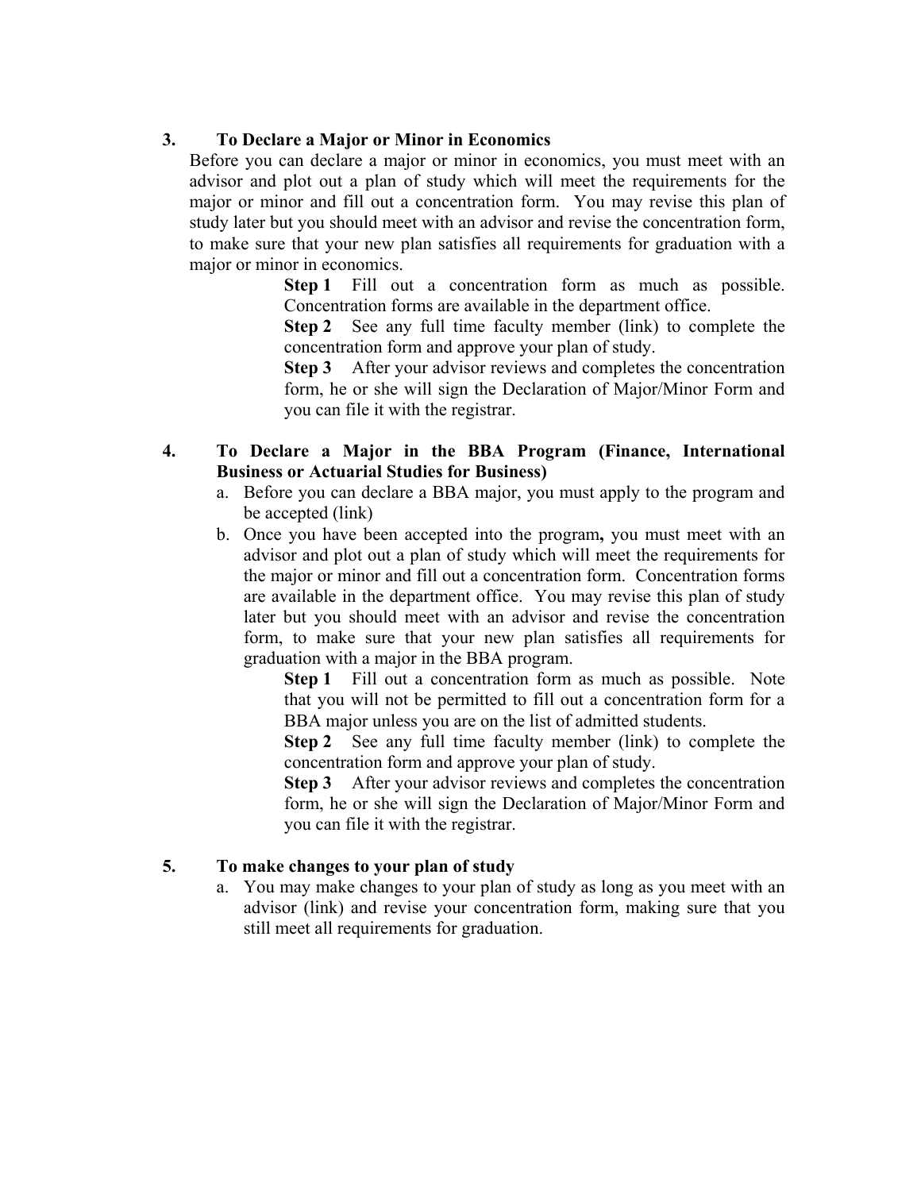### 3. To Declare a Major or Minor in Economics

Before you can declare a major or minor in economics, you must meet with an advisor and plot out a plan of study which will meet the requirements for the major or minor and fill out a concentration form. You may revise this plan of study later but you should meet with an advisor and revise the concentration form, to make sure that your new plan satisfies all requirements for graduation with a major or minor in economics.

**Step 1** Fill out a concentration form as much as possible. Concentration forms are available in the department office.

**Step 2** See any full time faculty member (link) to complete the concentration form and approve your plan of study.

**Step 3** After your advisor reviews and completes the concentration form, he or she will sign the Declaration of Major/Minor Form and you can file it with the registrar.

### 4. To Declare a Major in the BBA Program (Finance, International Business or Actuarial Studies for Business)

a. Before you can declare a BBA major, you must apply to the program and be accepted (link)

b. Once you have been accepted into the program**,** you must meet with an advisor and plot out a plan of study which will meet the requirements for the major or minor and fill out a concentration form. Concentration forms are available in the department office. You may revise this plan of study later but you should meet with an advisor and revise the concentration form, to make sure that your new plan satisfies all requirements for graduation with a major in the BBA program.

**Step 1** Fill out a concentration form as much as possible. Note that you will not be permitted to fill out a concentration form for a BBA major unless you are on the list of admitted students.

**Step 2** See any full time faculty member (link) to complete the concentration form and approve your plan of study.

**Step 3** After your advisor reviews and completes the concentration form, he or she will sign the Declaration of Major/Minor Form and you can file it with the registrar.

### 5. To make changes to your plan of study

a. You may make changes to your plan of study as long as you meet with an advisor (link) and revise your concentration form, making sure that you still meet all requirements for graduation.